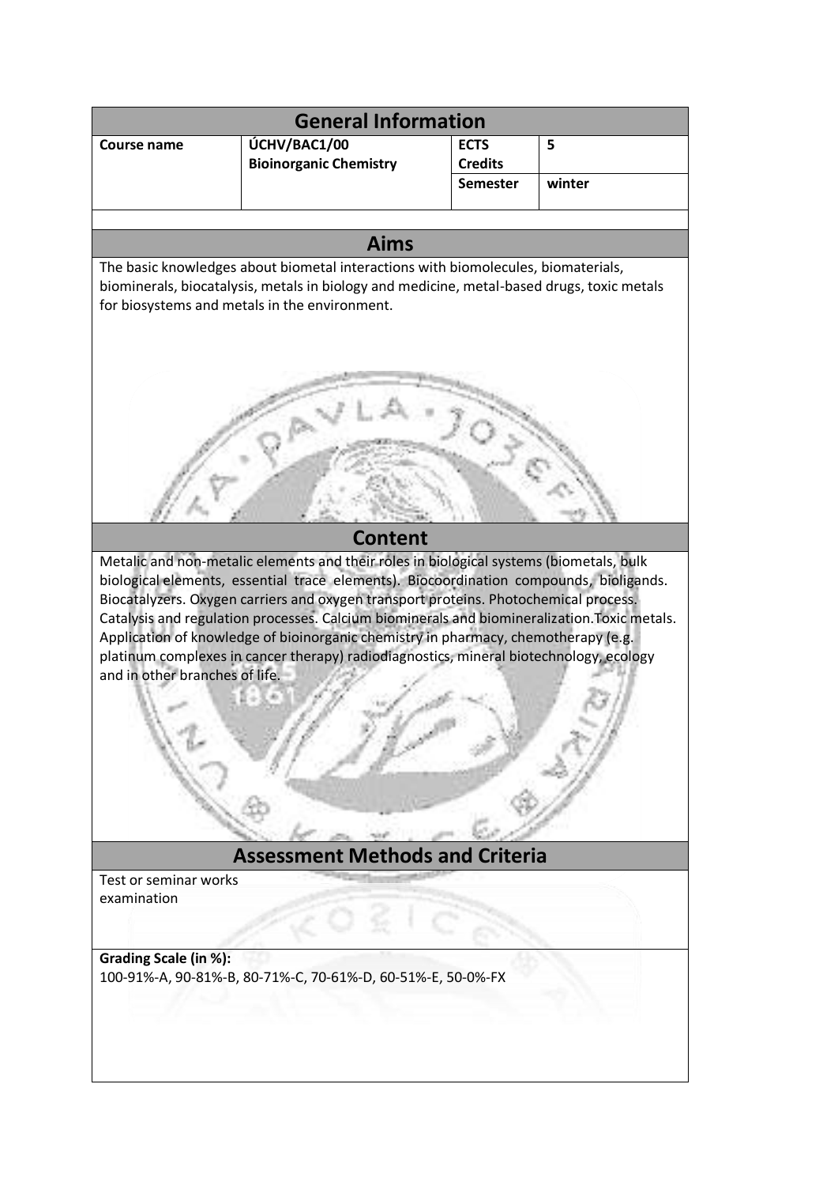# General Information

| Course name | ÚCHV/BAC1/00 Bioinorganic Chemistry | ECTS Credits | 5 |
| --- | --- | --- | --- |
| | | Semester | winter |

## Aims

The basic knowledges about biometal interactions with biomolecules, biomaterials, biominerals, biocatalysis, metals in biology and medicine, metal-based drugs, toxic metals for biosystems and metals in the environment.

## Content

Metalic and non-metalic elements and their roles in biological systems (biometals, bulk biological elements, essential trace elements). Biocoordination compounds, bioligands. Biocatalyzers. Oxygen carriers and oxygen transport proteins. Photochemical process. Catalysis and regulation processes. Calcium biominerals and biomineralization.Toxic metals. Application of knowledge of bioinorganic chemistry in pharmacy, chemotherapy (e.g. platinum complexes in cancer therapy) radiodiagnostics, mineral biotechnology, ecology and in other branches of life.

## Assessment Methods and Criteria

Test or seminar works
examination

**Grading Scale (in %):**
100-91%-A, 90-81%-B, 80-71%-C, 70-61%-D, 60-51%-E, 50-0%-FX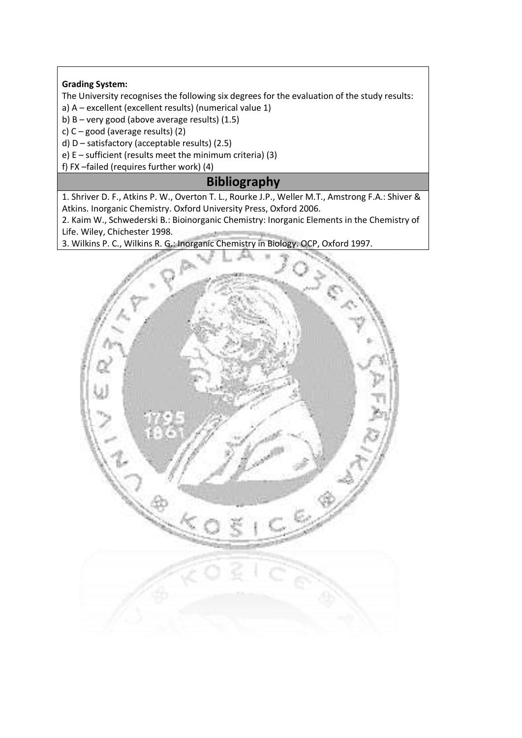**Grading System:**

The University recognises the following six degrees for the evaluation of the study results:

a) A – excellent (excellent results) (numerical value 1)
b) B – very good (above average results) (1.5)
c) C – good (average results) (2)
d) D – satisfactory (acceptable results) (2.5)
e) E – sufficient (results meet the minimum criteria) (3)
f) FX –failed (requires further work) (4)

## Bibliography

1. Shriver D. F., Atkins P. W., Overton T. L., Rourke J.P., Weller M.T., Amstrong F.A.: Shiver & Atkins. Inorganic Chemistry. Oxford University Press, Oxford 2006.
2. Kaim W., Schwederski B.: Bioinorganic Chemistry: Inorganic Elements in the Chemistry of Life. Wiley, Chichester 1998.
3. Wilkins P. C., Wilkins R. G.: Inorganic Chemistry in Biology. OCP, Oxford 1997.